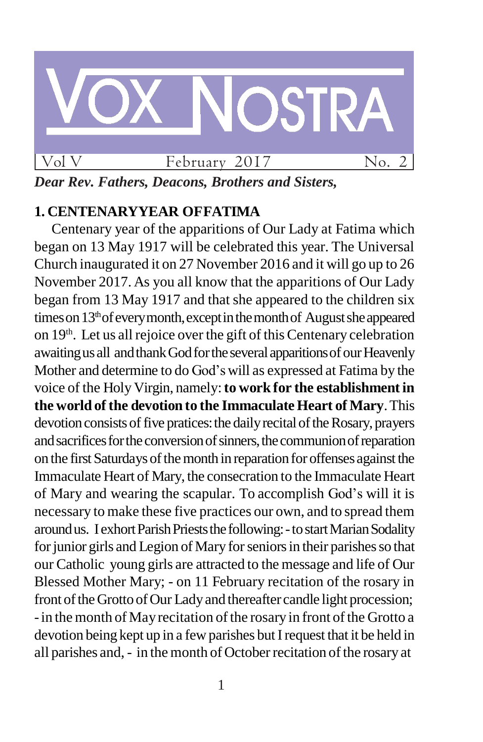# VOX NOSTRA

Vol V | February 2017 | No. 2

***Dear Rev. Fathers, Deacons, Brothers and Sisters,***

## 1. CENTENARYYEAR OFFATIMA

Centenary year of the apparitions of Our Lady at Fatima which began on 13 May 1917 will be celebrated this year. The Universal Church inaugurated it on 27 November 2016 and it will go up to 26 November 2017. As you all know that the apparitions of Our Lady began from 13 May 1917 and that she appeared to the children six times on 13th of every month, except in the month of August she appeared on 19th. Let us all rejoice over the gift of this Centenary celebration awaiting us all and thank God for the several apparitions of our Heavenly Mother and determine to do God's will as expressed at Fatima by the voice of the Holy Virgin, namely: **to work for the establishment in the world of the devotion to the Immaculate Heart of Mary**. This devotion consists of five pratices: the daily recital of the Rosary, prayers and sacrifices for the conversion of sinners, the communion of reparation on the first Saturdays of the month in reparation for offenses against the Immaculate Heart of Mary, the consecration to the Immaculate Heart of Mary and wearing the scapular. To accomplish God's will it is necessary to make these five practices our own, and to spread them around us. I exhort Parish Priests the following: - to start Marian Sodality for junior girls and Legion of Mary for seniors in their parishes so that our Catholic young girls are attracted to the message and life of Our Blessed Mother Mary; - on 11 February recitation of the rosary in front of the Grotto of Our Lady and thereafter candle light procession; - in the month of May recitation of the rosary in front of the Grotto a devotion being kept up in a few parishes but I request that it be held in all parishes and, - in the month of October recitation of the rosary at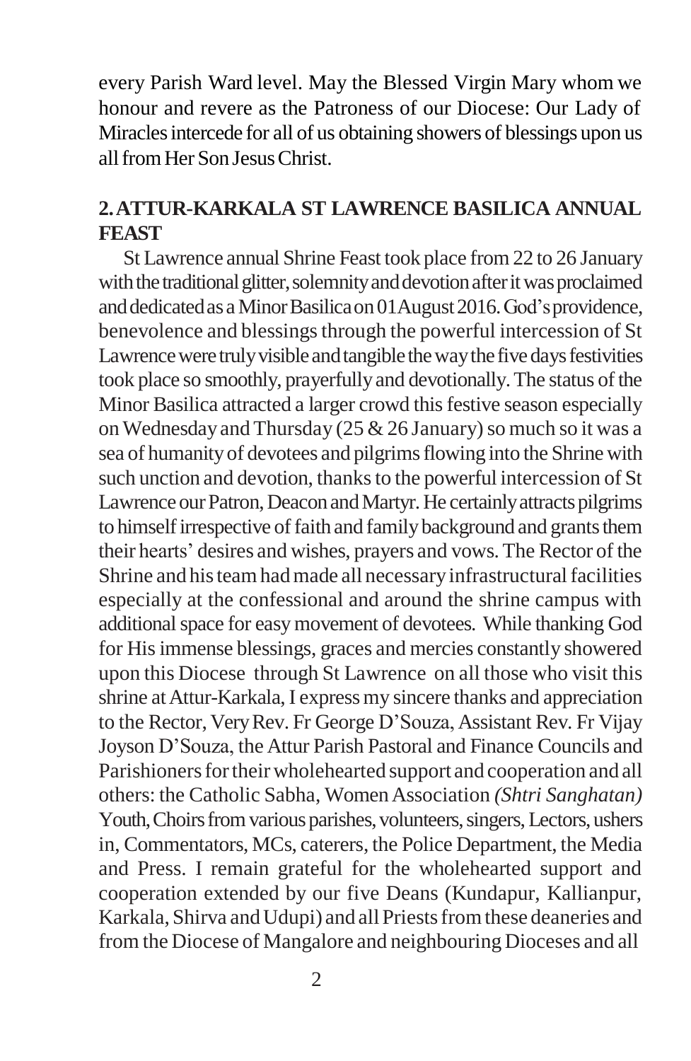every Parish Ward level. May the Blessed Virgin Mary whom we honour and revere as the Patroness of our Diocese: Our Lady of Miracles intercede for all of us obtaining showers of blessings upon us all from Her Son Jesus Christ.

## 2. ATTUR-KARKALA ST LAWRENCE BASILICA ANNUAL FEAST

St Lawrence annual Shrine Feast took place from 22 to 26 January with the traditional glitter, solemnity and devotion after it was proclaimed and dedicated as a Minor Basilica on 01August 2016. God's providence, benevolence and blessings through the powerful intercession of St Lawrence were truly visible and tangible the way the five days festivities took place so smoothly, prayerfully and devotionally. The status of the Minor Basilica attracted a larger crowd this festive season especially on Wednesday and Thursday (25 & 26 January) so much so it was a sea of humanity of devotees and pilgrims flowing into the Shrine with such unction and devotion, thanks to the powerful intercession of St Lawrence our Patron, Deacon and Martyr. He certainly attracts pilgrims to himself irrespective of faith and family background and grants them their hearts' desires and wishes, prayers and vows. The Rector of the Shrine and his team had made all necessary infrastructural facilities especially at the confessional and around the shrine campus with additional space for easy movement of devotees. While thanking God for His immense blessings, graces and mercies constantly showered upon this Diocese through St Lawrence on all those who visit this shrine at Attur-Karkala, I express my sincere thanks and appreciation to the Rector, Very Rev. Fr George D'Souza, Assistant Rev. Fr Vijay Joyson D'Souza, the Attur Parish Pastoral and Finance Councils and Parishioners for their wholehearted support and cooperation and all others: the Catholic Sabha, Women Association *(Shtri Sanghatan)* Youth, Choirs from various parishes, volunteers, singers, Lectors, ushers in, Commentators, MCs, caterers, the Police Department, the Media and Press. I remain grateful for the wholehearted support and cooperation extended by our five Deans (Kundapur, Kallianpur, Karkala, Shirva and Udupi) and all Priests from these deaneries and from the Diocese of Mangalore and neighbouring Dioceses and all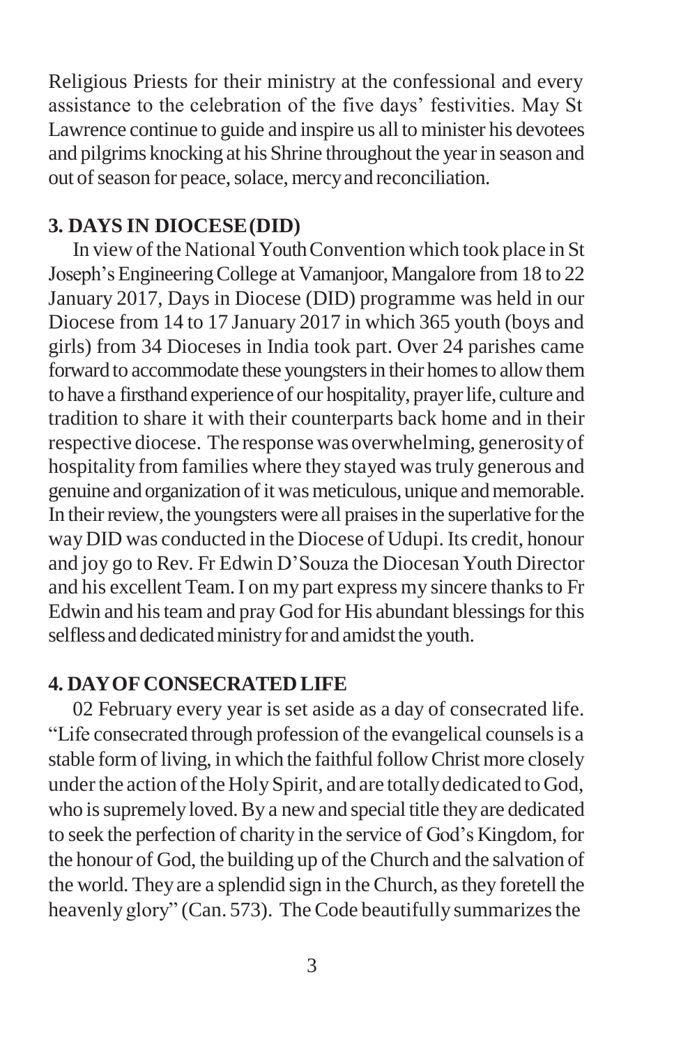Religious Priests for their ministry at the confessional and every assistance to the celebration of the five days' festivities. May St Lawrence continue to guide and inspire us all to minister his devotees and pilgrims knocking at his Shrine throughout the year in season and out of season for peace, solace, mercy and reconciliation.

**3. DAYS IN DIOCESE (DID)**

In view of the National Youth Convention which took place in St Joseph's Engineering College at Vamanjoor, Mangalore from 18 to 22 January 2017, Days in Diocese (DID) programme was held in our Diocese from 14 to 17 January 2017 in which 365 youth (boys and girls) from 34 Dioceses in India took part. Over 24 parishes came forward to accommodate these youngsters in their homes to allow them to have a firsthand experience of our hospitality, prayer life, culture and tradition to share it with their counterparts back home and in their respective diocese. The response was overwhelming, generosity of hospitality from families where they stayed was truly generous and genuine and organization of it was meticulous, unique and memorable. In their review, the youngsters were all praises in the superlative for the way DID was conducted in the Diocese of Udupi. Its credit, honour and joy go to Rev. Fr Edwin D'Souza the Diocesan Youth Director and his excellent Team. I on my part express my sincere thanks to Fr Edwin and his team and pray God for His abundant blessings for this selfless and dedicated ministry for and amidst the youth.

**4. DAY OF CONSECRATED LIFE**

02 February every year is set aside as a day of consecrated life. "Life consecrated through profession of the evangelical counsels is a stable form of living, in which the faithful follow Christ more closely under the action of the Holy Spirit, and are totally dedicated to God, who is supremely loved. By a new and special title they are dedicated to seek the perfection of charity in the service of God's Kingdom, for the honour of God, the building up of the Church and the salvation of the world. They are a splendid sign in the Church, as they foretell the heavenly glory" (Can. 573). The Code beautifully summarizes the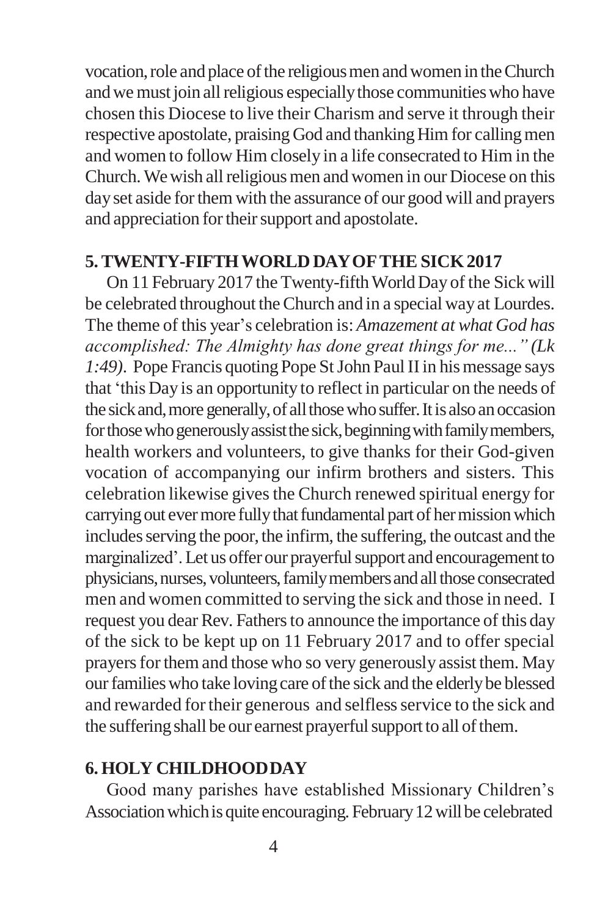vocation, role and place of the religious men and women in the Church and we must join all religious especially those communities who have chosen this Diocese to live their Charism and serve it through their respective apostolate, praising God and thanking Him for calling men and women to follow Him closely in a life consecrated to Him in the Church. We wish all religious men and women in our Diocese on this day set aside for them with the assurance of our good will and prayers and appreciation for their support and apostolate.

## 5. TWENTY-FIFTH WORLD DAY OF THE SICK 2017

On 11 February 2017 the Twenty-fifth World Day of the Sick will be celebrated throughout the Church and in a special way at Lourdes. The theme of this year's celebration is: *Amazement at what God has accomplished: The Almighty has done great things for me..." (Lk 1:49)*. Pope Francis quoting Pope St John Paul II in his message says that 'this Day is an opportunity to reflect in particular on the needs of the sick and, more generally, of all those who suffer. It is also an occasion for those who generously assist the sick, beginning with family members, health workers and volunteers, to give thanks for their God-given vocation of accompanying our infirm brothers and sisters. This celebration likewise gives the Church renewed spiritual energy for carrying out ever more fully that fundamental part of her mission which includes serving the poor, the infirm, the suffering, the outcast and the marginalized'. Let us offer our prayerful support and encouragement to physicians, nurses, volunteers, family members and all those consecrated men and women committed to serving the sick and those in need. I request you dear Rev. Fathers to announce the importance of this day of the sick to be kept up on 11 February 2017 and to offer special prayers for them and those who so very generously assist them. May our families who take loving care of the sick and the elderly be blessed and rewarded for their generous and selfless service to the sick and the suffering shall be our earnest prayerful support to all of them.

## 6. HOLY CHILDHOOD DAY

Good many parishes have established Missionary Children's Association which is quite encouraging. February 12 will be celebrated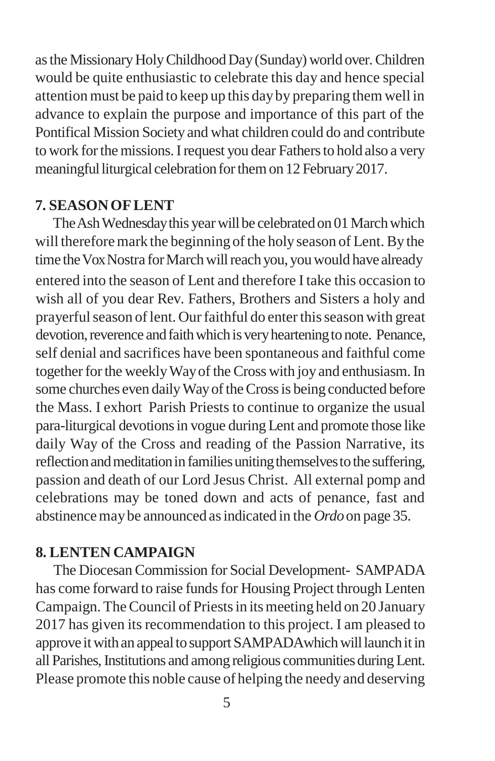as the Missionary Holy Childhood Day (Sunday) world over. Children would be quite enthusiastic to celebrate this day and hence special attention must be paid to keep up this day by preparing them well in advance to explain the purpose and importance of this part of the Pontifical Mission Society and what children could do and contribute to work for the missions. I request you dear Fathers to hold also a very meaningful liturgical celebration for them on 12 February 2017.

**7. SEASON OF LENT**

The Ash Wednesday this year will be celebrated on 01 March which will therefore mark the beginning of the holy season of Lent. By the time the Vox Nostra for March will reach you, you would have already entered into the season of Lent and therefore I take this occasion to wish all of you dear Rev. Fathers, Brothers and Sisters a holy and prayerful season of lent. Our faithful do enter this season with great devotion, reverence and faith which is very heartening to note. Penance, self denial and sacrifices have been spontaneous and faithful come together for the weekly Way of the Cross with joy and enthusiasm. In some churches even daily Way of the Cross is being conducted before the Mass. I exhort Parish Priests to continue to organize the usual para-liturgical devotions in vogue during Lent and promote those like daily Way of the Cross and reading of the Passion Narrative, its reflection and meditation in families uniting themselves to the suffering, passion and death of our Lord Jesus Christ. All external pomp and celebrations may be toned down and acts of penance, fast and abstinence may be announced as indicated in the *Ordo* on page 35.

**8. LENTEN CAMPAIGN**

The Diocesan Commission for Social Development- SAMPADA has come forward to raise funds for Housing Project through Lenten Campaign. The Council of Priests in its meeting held on 20 January 2017 has given its recommendation to this project. I am pleased to approve it with an appeal to support SAMPADA which will launch it in all Parishes, Institutions and among religious communities during Lent. Please promote this noble cause of helping the needy and deserving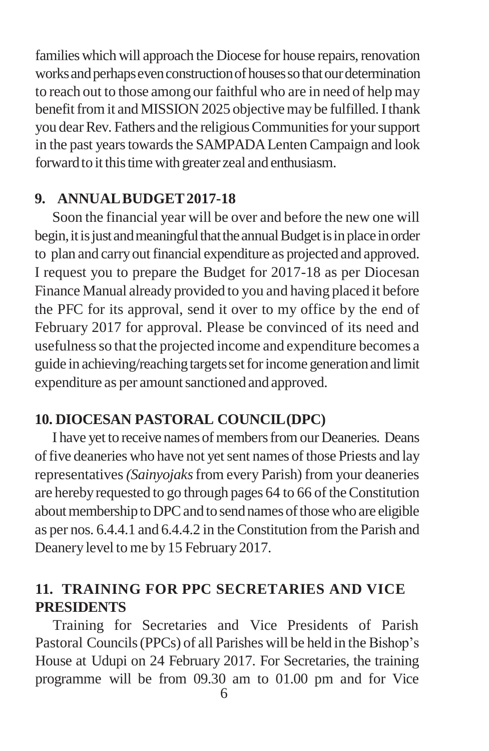families which will approach the Diocese for house repairs, renovation works and perhaps even construction of houses so that our determination to reach out to those among our faithful who are in need of help may benefit from it and MISSION 2025 objective may be fulfilled. I thank you dear Rev. Fathers and the religious Communities for your support in the past years towards the SAMPADA Lenten Campaign and look forward to it this time with greater zeal and enthusiasm.

## 9. ANNUAL BUDGET 2017-18

Soon the financial year will be over and before the new one will begin, it is just and meaningful that the annual Budget is in place in order to plan and carry out financial expenditure as projected and approved. I request you to prepare the Budget for 2017-18 as per Diocesan Finance Manual already provided to you and having placed it before the PFC for its approval, send it over to my office by the end of February 2017 for approval. Please be convinced of its need and usefulness so that the projected income and expenditure becomes a guide in achieving/reaching targets set for income generation and limit expenditure as per amount sanctioned and approved.

## 10. DIOCESAN PASTORAL COUNCIL (DPC)

I have yet to receive names of members from our Deaneries. Deans of five deaneries who have not yet sent names of those Priests and lay representatives *(Sainyojaks* from every Parish) from your deaneries are hereby requested to go through pages 64 to 66 of the Constitution about membership to DPC and to send names of those who are eligible as per nos. 6.4.4.1 and 6.4.4.2 in the Constitution from the Parish and Deanery level to me by 15 February 2017.

## 11. TRAINING FOR PPC SECRETARIES AND VICE PRESIDENTS

Training for Secretaries and Vice Presidents of Parish Pastoral Councils (PPCs) of all Parishes will be held in the Bishop's House at Udupi on 24 February 2017. For Secretaries, the training programme will be from 09.30 am to 01.00 pm and for Vice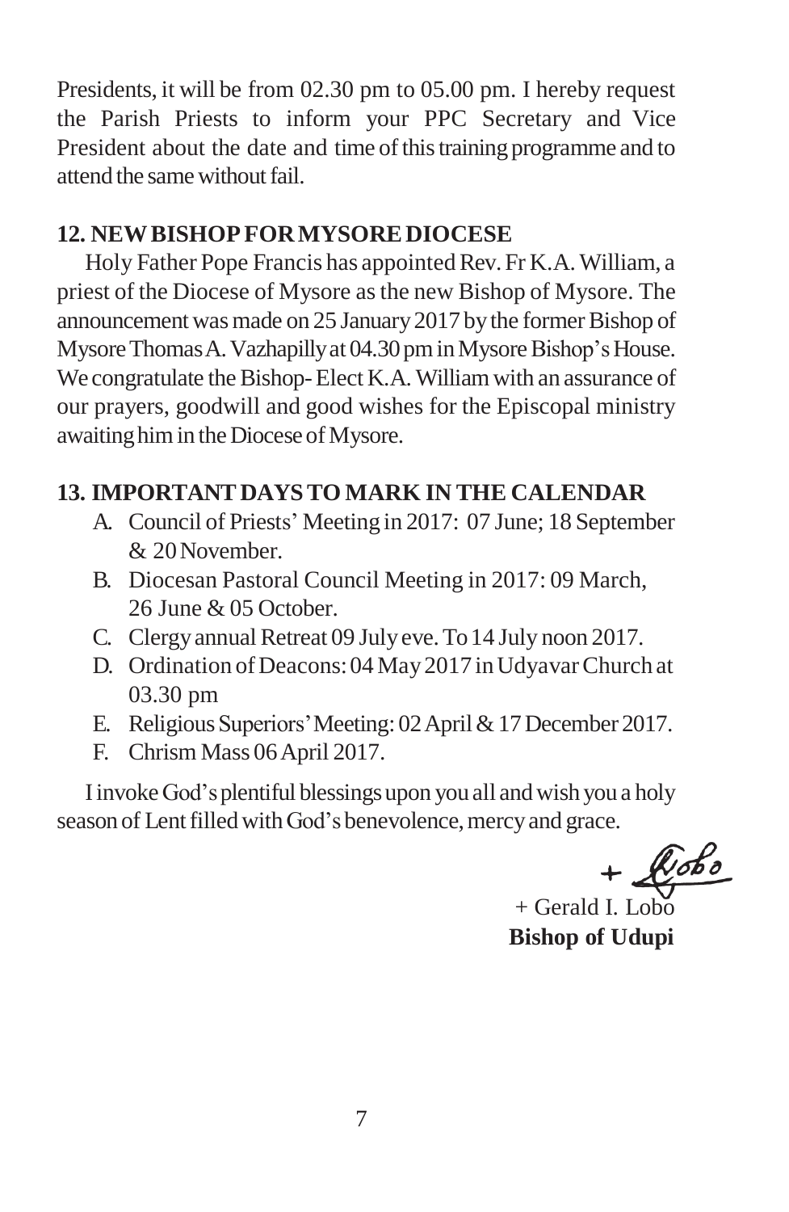Presidents, it will be from 02.30 pm to 05.00 pm. I hereby request the Parish Priests to inform your PPC Secretary and Vice President about the date and time of this training programme and to attend the same without fail.

## 12. NEW BISHOP FOR MYSORE DIOCESE

Holy Father Pope Francis has appointed Rev. Fr K.A. William, a priest of the Diocese of Mysore as the new Bishop of Mysore. The announcement was made on 25 January 2017 by the former Bishop of Mysore Thomas A. Vazhapilly at 04.30 pm in Mysore Bishop's House. We congratulate the Bishop- Elect K.A. William with an assurance of our prayers, goodwill and good wishes for the Episcopal ministry awaiting him in the Diocese of Mysore.

## 13. IMPORTANT DAYS TO MARK IN THE CALENDAR

A. Council of Priests' Meeting in 2017: 07 June; 18 September & 20 November.
B. Diocesan Pastoral Council Meeting in 2017: 09 March, 26 June & 05 October.
C. Clergy annual Retreat 09 July eve. To 14 July noon 2017.
D. Ordination of Deacons: 04 May 2017 in Udyavar Church at 03.30 pm
E. Religious Superiors' Meeting: 02 April & 17 December 2017.
F. Chrism Mass 06 April 2017.

I invoke God's plentiful blessings upon you all and wish you a holy season of Lent filled with God's benevolence, mercy and grace.

+ Lobo

+ Gerald I. Lobo
**Bishop of Udupi**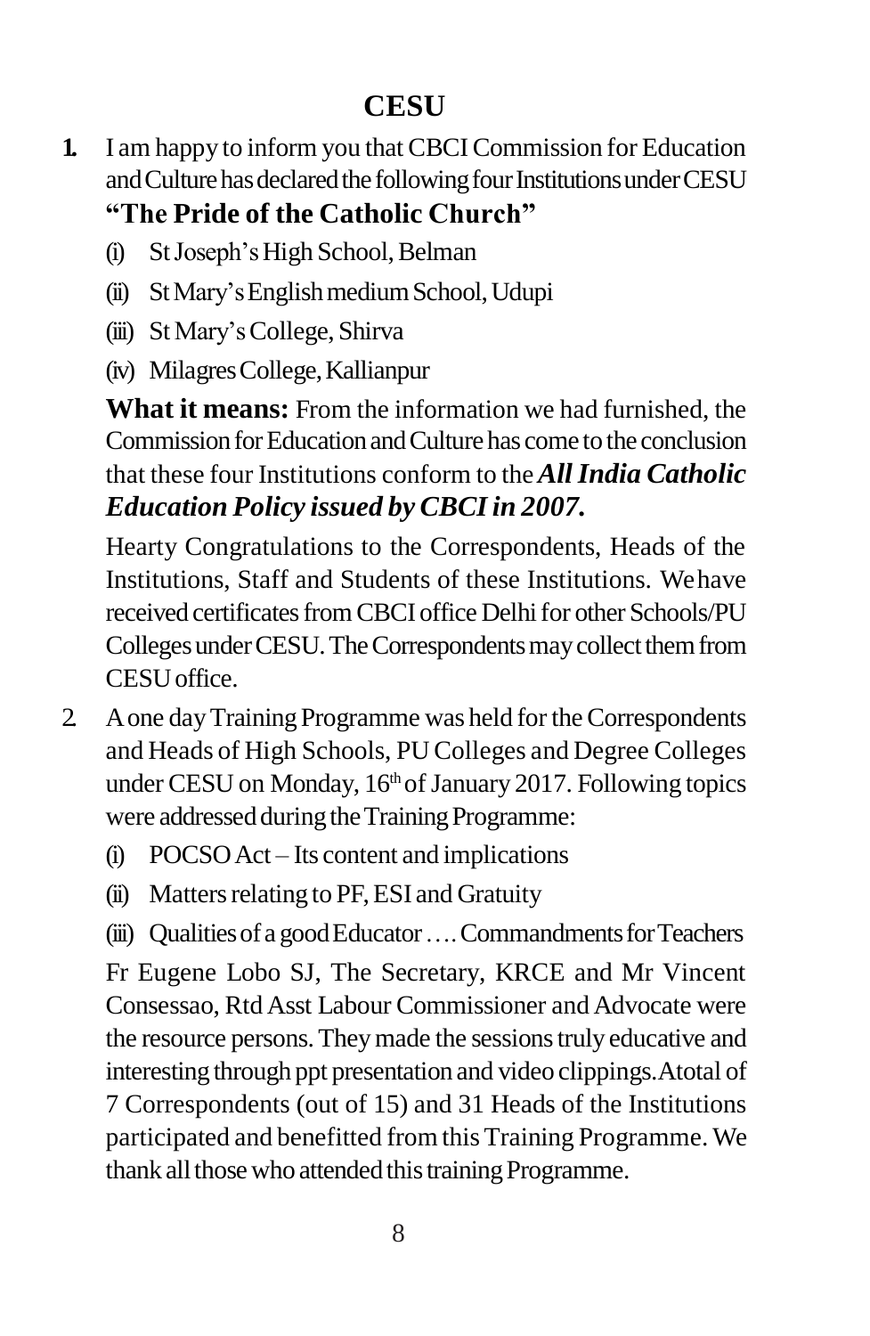# CESU

1. I am happy to inform you that CBCI Commission for Education and Culture has declared the following four Institutions under CESU **"The Pride of the Catholic Church"**

   (i) St Joseph's High School, Belman

   (ii) St Mary's English medium School, Udupi

   (iii) St Mary's College, Shirva

   (iv) Milagres College, Kallianpur

   **What it means:** From the information we had furnished, the Commission for Education and Culture has come to the conclusion that these four Institutions conform to the ***All India Catholic Education Policy issued by CBCI in 2007.***

   Hearty Congratulations to the Correspondents, Heads of the Institutions, Staff and Students of these Institutions. We have received certificates from CBCI office Delhi for other Schools/PU Colleges under CESU. The Correspondents may collect them from CESU office.

2. A one day Training Programme was held for the Correspondents and Heads of High Schools, PU Colleges and Degree Colleges under CESU on Monday, 16th of January 2017. Following topics were addressed during the Training Programme:

   (i) POCSO Act – Its content and implications

   (ii) Matters relating to PF, ESI and Gratuity

   (iii) Qualities of a good Educator …. Commandments for Teachers

   Fr Eugene Lobo SJ, The Secretary, KRCE and Mr Vincent Consessao, Rtd Asst Labour Commissioner and Advocate were the resource persons. They made the sessions truly educative and interesting through ppt presentation and video clippings. A total of 7 Correspondents (out of 15) and 31 Heads of the Institutions participated and benefitted from this Training Programme. We thank all those who attended this training Programme.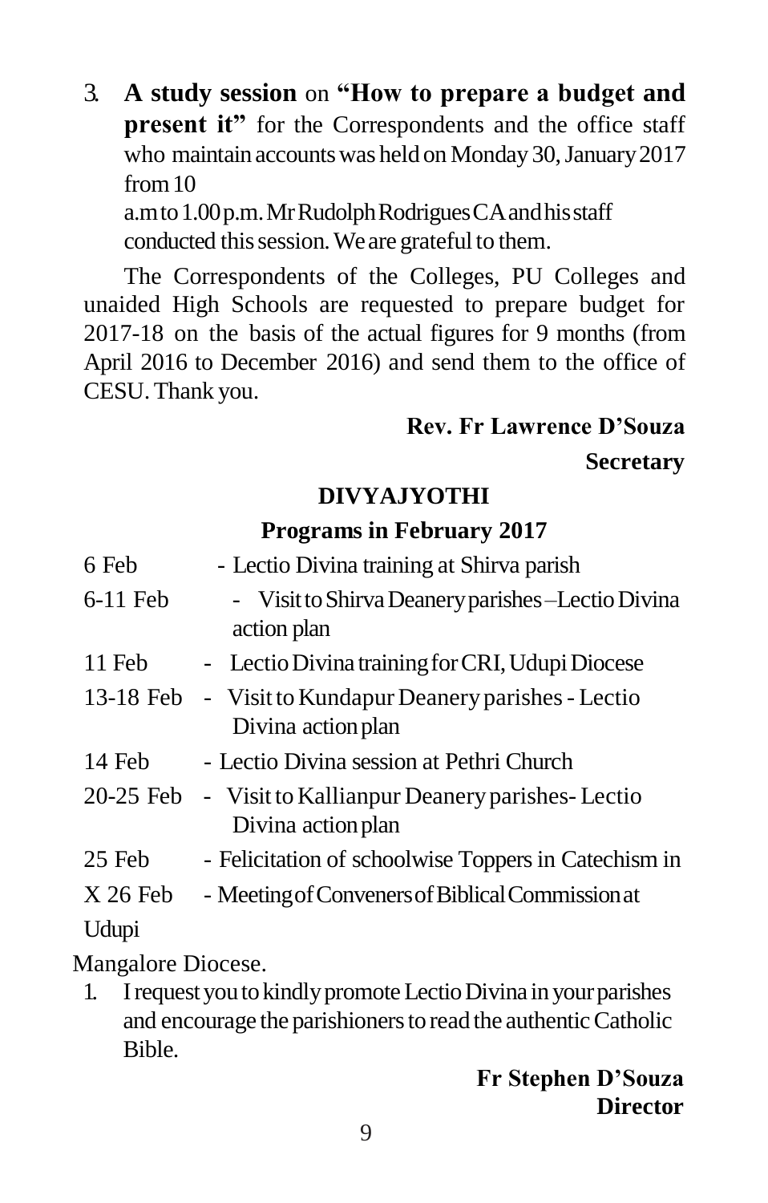3. **A study session** on **"How to prepare a budget and present it"** for the Correspondents and the office staff who maintain accounts was held on Monday 30, January 2017 from 10 a.m to 1.00 p.m. Mr Rudolph Rodrigues CA and his staff conducted this session. We are grateful to them.

The Correspondents of the Colleges, PU Colleges and unaided High Schools are requested to prepare budget for 2017-18 on the basis of the actual figures for 9 months (from April 2016 to December 2016) and send them to the office of CESU. Thank you.

**Rev. Fr Lawrence D'Souza**
**Secretary**

## DIVYAJYOTHI

### Programs in February 2017

| | |
|---|---|
| 6 Feb | - Lectio Divina training at Shirva parish |
| 6-11 Feb | - Visit to Shirva Deanery parishes – Lectio Divina action plan |
| 11 Feb | - Lectio Divina training for CRI, Udupi Diocese |
| 13-18 Feb | - Visit to Kundapur Deanery parishes - Lectio Divina action plan |
| 14 Feb | - Lectio Divina session at Pethri Church |
| 20-25 Feb | - Visit to Kallianpur Deanery parishes- Lectio Divina action plan |
| 25 Feb | - Felicitation of schoolwise Toppers in Catechism in Udupi |
| X 26 Feb | - Meeting of Conveners of Biblical Commission at Mangalore Diocese. |

1. I request you to kindly promote Lectio Divina in your parishes and encourage the parishioners to read the authentic Catholic Bible.

**Fr Stephen D'Souza**
**Director**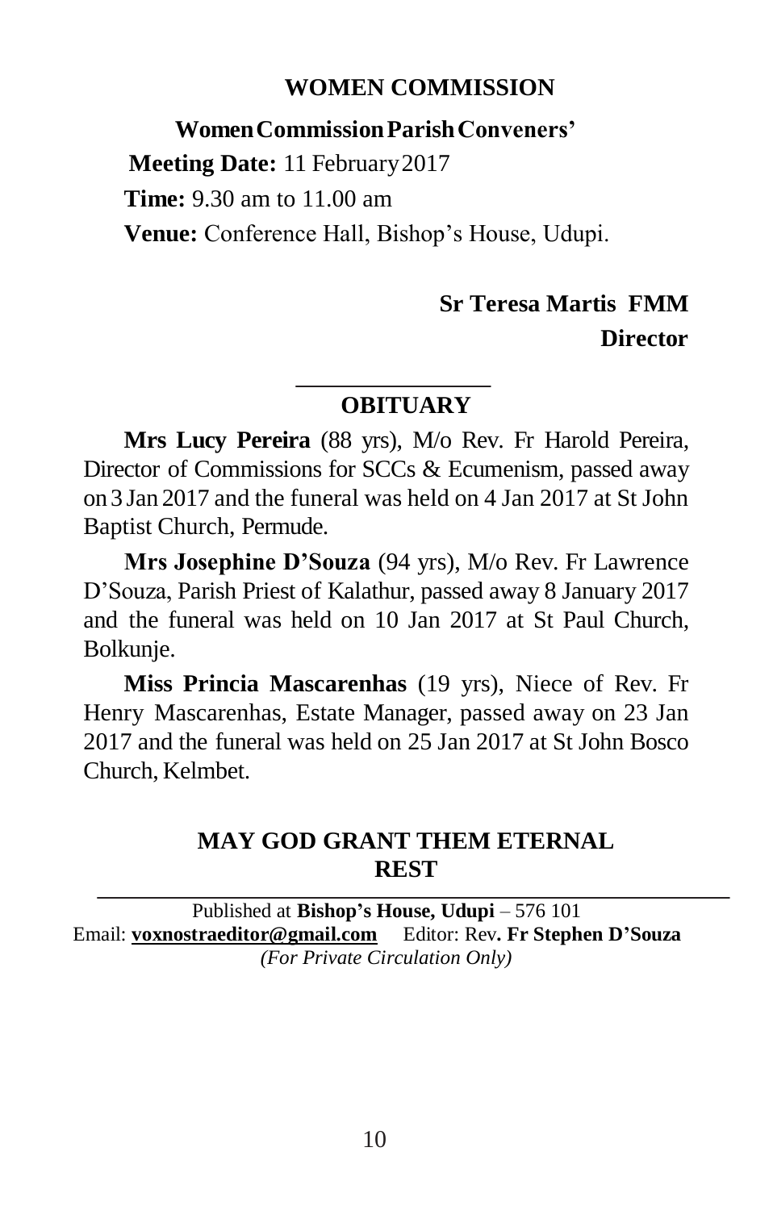## WOMEN COMMISSION

**Women Commission Parish Conveners'**

**Meeting Date:** 11 February 2017

**Time:** 9.30 am to 11.00 am

**Venue:** Conference Hall, Bishop's House, Udupi.

**Sr Teresa Martis FMM**
**Director**

---

## OBITUARY

**Mrs Lucy Pereira** (88 yrs), M/o Rev. Fr Harold Pereira, Director of Commissions for SCCs & Ecumenism, passed away on 3 Jan 2017 and the funeral was held on 4 Jan 2017 at St John Baptist Church, Permude.

**Mrs Josephine D'Souza** (94 yrs), M/o Rev. Fr Lawrence D'Souza, Parish Priest of Kalathur, passed away 8 January 2017 and the funeral was held on 10 Jan 2017 at St Paul Church, Bolkunje.

**Miss Princia Mascarenhas** (19 yrs), Niece of Rev. Fr Henry Mascarenhas, Estate Manager, passed away on 23 Jan 2017 and the funeral was held on 25 Jan 2017 at St John Bosco Church, Kelmbet.

**MAY GOD GRANT THEM ETERNAL REST**

---

Published at **Bishop's House, Udupi** – 576 101
Email: **voxnostraeditor@gmail.com** Editor: Rev**. Fr Stephen D'Souza**
*(For Private Circulation Only)*